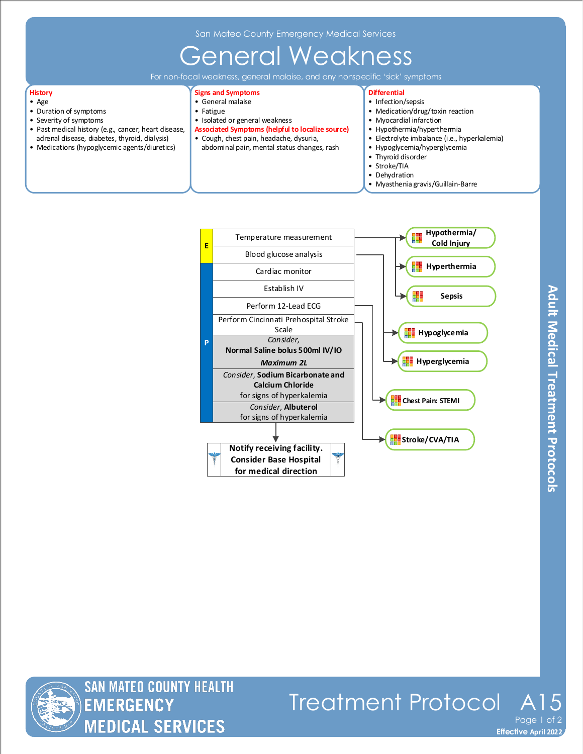San Mateo County Emergency Medical Services

# General Weakness

For non-focal weakness, general malaise, and any nonspecific 'sick' symptoms

### History
- Age
- Duration of symptoms
- Severity of symptoms
- Past medical history (e.g., cancer, heart disease, adrenal disease, diabetes, thyroid, dialysis)
- Medications (hypoglycemic agents/diuretics)

### Signs and Symptoms
- General malaise
- Fatigue
- Isolated or general weakness

**Associated Symptoms (helpful to localize source)**
- Cough, chest pain, headache, dysuria, abdominal pain, mental status changes, rash

### Differential
- Infection/sepsis
- Medication/drug/toxin reaction
- Myocardial infarction
- Hypothermia/hyperthermia
- Electrolyte imbalance (i.e., hyperkalemia)
- Hypoglycemia/hyperglycemia
- Thyroid disorder
- Stroke/TIA
- Dehydration
- Myasthenia gravis/Guillain-Barre

---

**E**
- Temperature measurement → **Hypothermia/Cold Injury**; **Hyperthermia**; **Sepsis**
- Blood glucose analysis → **Hypoglycemia**; **Hyperglycemia**

**P**
- Cardiac monitor
- Establish IV
- Perform 12-Lead ECG → **Chest Pain: STEMI**
- Perform Cincinnati Prehospital Stroke Scale → **Stroke/CVA/TIA**
- *Consider,* **Normal Saline bolus 500ml IV/IO** ***Maximum 2L***
- *Consider*, **Sodium Bicarbonate and Calcium Chloride** for signs of hyperkalemia
- *Consider*, **Albuterol** for signs of hyperkalemia

↓

**Notify receiving facility. Consider Base Hospital for medical direction**

Adult Medical Treatment Protocols

SAN MATEO COUNTY HEALTH EMERGENCY MEDICAL SERVICES

Treatment Protocol A15

Effective April 2022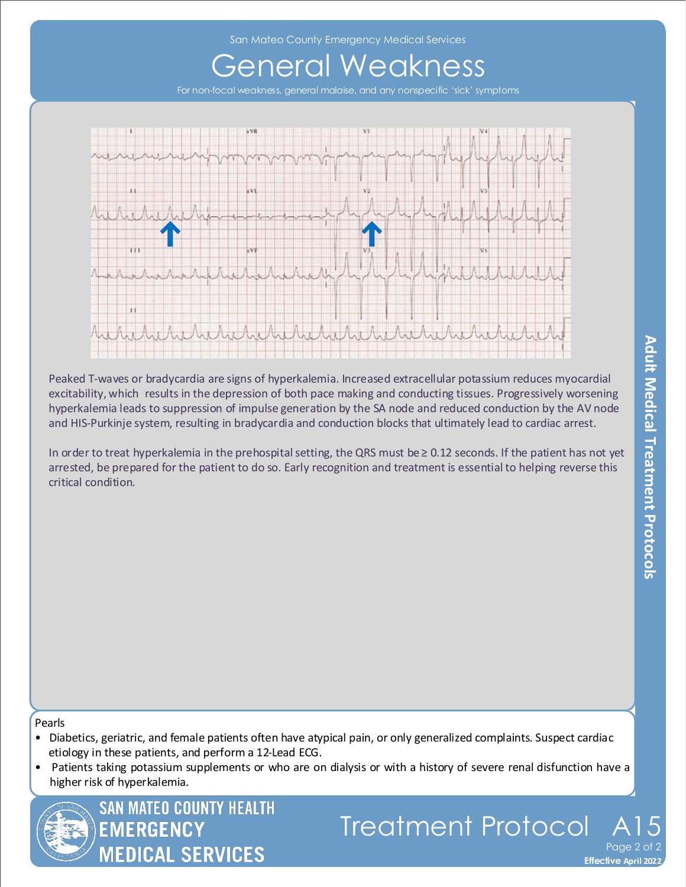San Mateo County Emergency Medical Services

# General Weakness

For non-focal weakness, general malaise, and any nonspecific 'sick' symptoms

I

aVR

V1

V4

II

aVL

V2

V5

III

aVF

V3

V6

II

Peaked T-waves or bradycardia are signs of hyperkalemia. Increased extracellular potassium reduces myocardial excitability, which results in the depression of both pace making and conducting tissues. Progressively worsening hyperkalemia leads to suppression of impulse generation by the SA node and reduced conduction by the AV node and HIS-Purkinje system, resulting in bradycardia and conduction blocks that ultimately lead to cardiac arrest.

In order to treat hyperkalemia in the prehospital setting, the QRS must be ≥ 0.12 seconds. If the patient has not yet arrested, be prepared for the patient to do so. Early recognition and treatment is essential to helping reverse this critical condition.

Pearls

- Diabetics, geriatric, and female patients often have atypical pain, or only generalized complaints. Suspect cardiac etiology in these patients, and perform a 12-Lead ECG.
- Patients taking potassium supplements or who are on dialysis or with a history of severe renal disfunction have a higher risk of hyperkalemia.

Adult Medical Treatment Protocols

SAN MATEO COUNTY HEALTH EMERGENCY MEDICAL SERVICES

Treatment Protocol A15

Effective April 2022